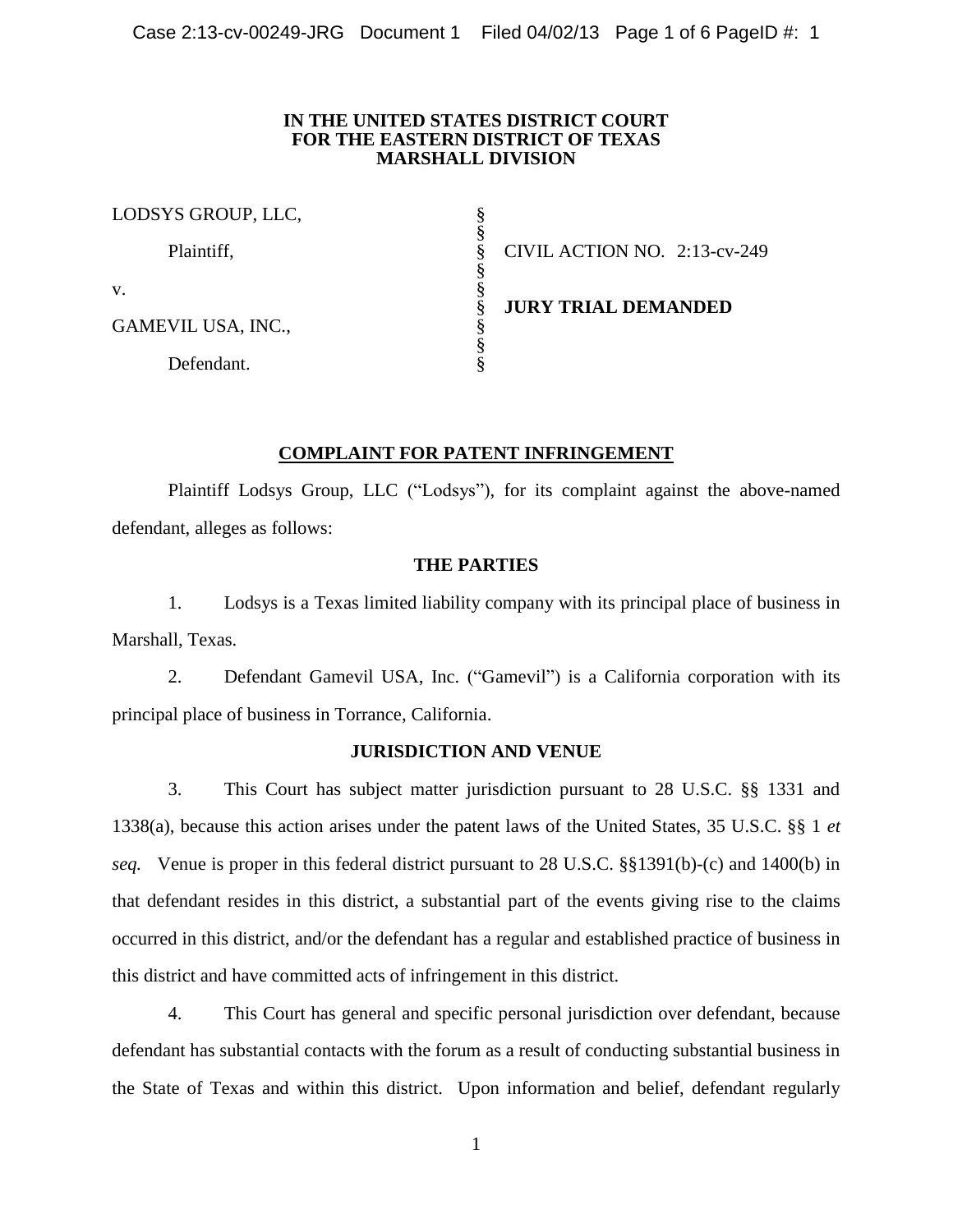**IN THE UNITED STATES DISTRICT COURT**
**FOR THE EASTERN DISTRICT OF TEXAS**
**MARSHALL DIVISION**

| | | |
|---|---|---|
| LODSYS GROUP, LLC, | § | |
| Plaintiff, | § | CIVIL ACTION NO. 2:13-cv-249 |
| v. | § | **JURY TRIAL DEMANDED** |
| GAMEVIL USA, INC., | § | |
| Defendant. | § | |

## COMPLAINT FOR PATENT INFRINGEMENT

Plaintiff Lodsys Group, LLC ("Lodsys"), for its complaint against the above-named defendant, alleges as follows:

### THE PARTIES

1. Lodsys is a Texas limited liability company with its principal place of business in Marshall, Texas.

2. Defendant Gamevil USA, Inc. ("Gamevil") is a California corporation with its principal place of business in Torrance, California.

### JURISDICTION AND VENUE

3. This Court has subject matter jurisdiction pursuant to 28 U.S.C. §§ 1331 and 1338(a), because this action arises under the patent laws of the United States, 35 U.S.C. §§ 1 *et seq.* Venue is proper in this federal district pursuant to 28 U.S.C. §§1391(b)-(c) and 1400(b) in that defendant resides in this district, a substantial part of the events giving rise to the claims occurred in this district, and/or the defendant has a regular and established practice of business in this district and have committed acts of infringement in this district.

4. This Court has general and specific personal jurisdiction over defendant, because defendant has substantial contacts with the forum as a result of conducting substantial business in the State of Texas and within this district. Upon information and belief, defendant regularly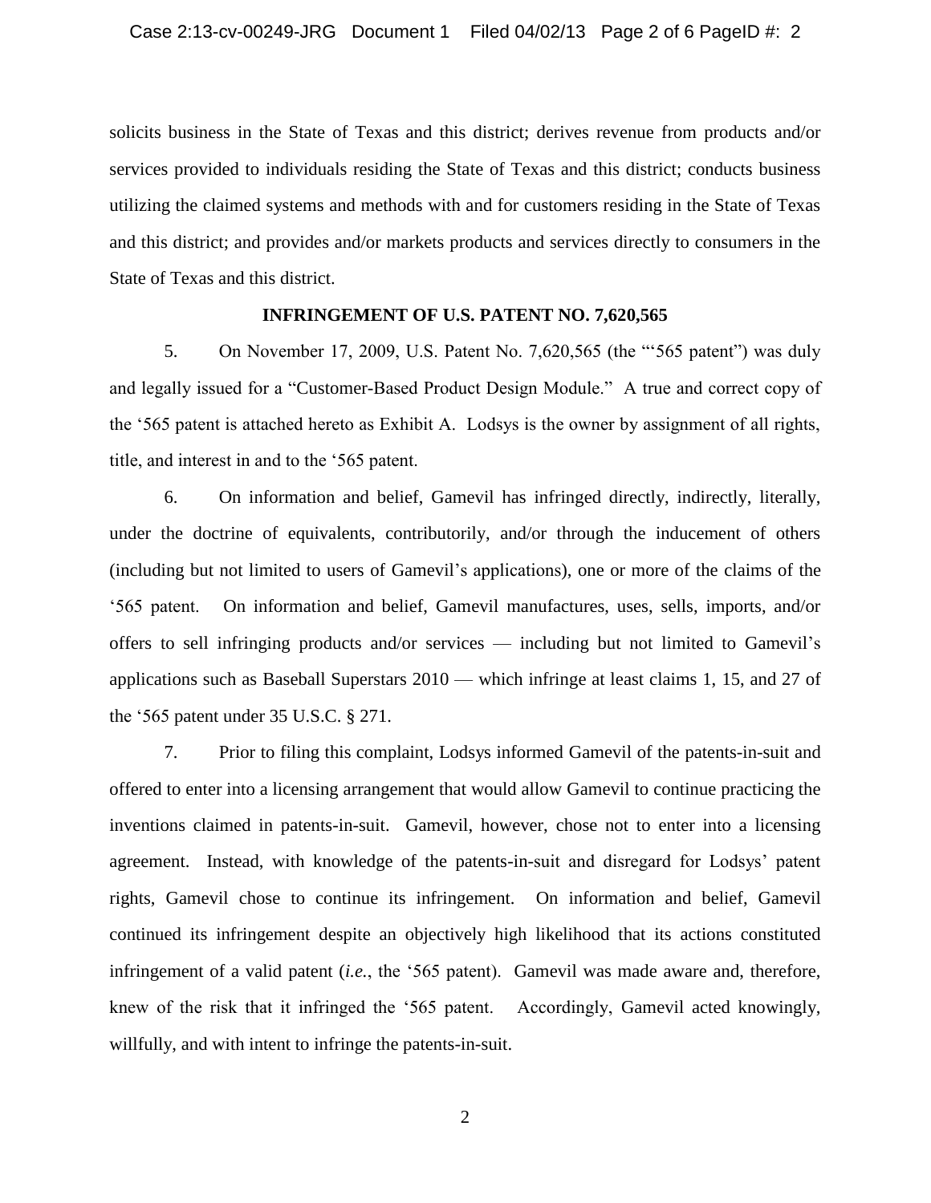solicits business in the State of Texas and this district; derives revenue from products and/or services provided to individuals residing the State of Texas and this district; conducts business utilizing the claimed systems and methods with and for customers residing in the State of Texas and this district; and provides and/or markets products and services directly to consumers in the State of Texas and this district.

## INFRINGEMENT OF U.S. PATENT NO. 7,620,565

5. On November 17, 2009, U.S. Patent No. 7,620,565 (the "'565 patent") was duly and legally issued for a "Customer-Based Product Design Module." A true and correct copy of the '565 patent is attached hereto as Exhibit A. Lodsys is the owner by assignment of all rights, title, and interest in and to the '565 patent.

6. On information and belief, Gamevil has infringed directly, indirectly, literally, under the doctrine of equivalents, contributorily, and/or through the inducement of others (including but not limited to users of Gamevil's applications), one or more of the claims of the '565 patent. On information and belief, Gamevil manufactures, uses, sells, imports, and/or offers to sell infringing products and/or services — including but not limited to Gamevil's applications such as Baseball Superstars 2010 — which infringe at least claims 1, 15, and 27 of the '565 patent under 35 U.S.C. § 271.

7. Prior to filing this complaint, Lodsys informed Gamevil of the patents-in-suit and offered to enter into a licensing arrangement that would allow Gamevil to continue practicing the inventions claimed in patents-in-suit. Gamevil, however, chose not to enter into a licensing agreement. Instead, with knowledge of the patents-in-suit and disregard for Lodsys' patent rights, Gamevil chose to continue its infringement. On information and belief, Gamevil continued its infringement despite an objectively high likelihood that its actions constituted infringement of a valid patent (*i.e.*, the '565 patent). Gamevil was made aware and, therefore, knew of the risk that it infringed the '565 patent. Accordingly, Gamevil acted knowingly, willfully, and with intent to infringe the patents-in-suit.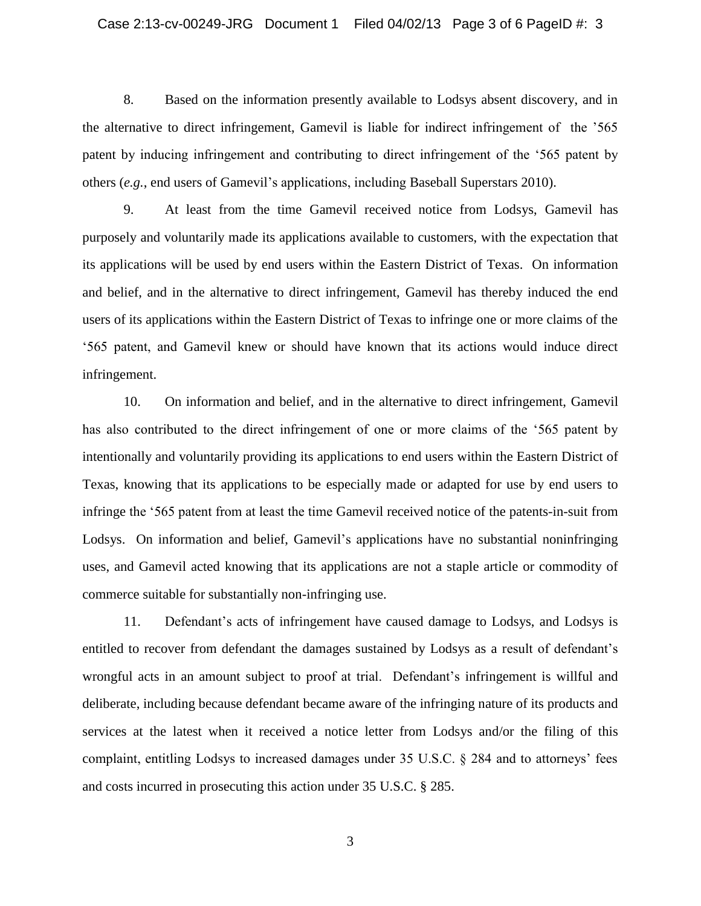8. Based on the information presently available to Lodsys absent discovery, and in the alternative to direct infringement, Gamevil is liable for indirect infringement of the '565 patent by inducing infringement and contributing to direct infringement of the '565 patent by others (*e.g.*, end users of Gamevil's applications, including Baseball Superstars 2010).

9. At least from the time Gamevil received notice from Lodsys, Gamevil has purposely and voluntarily made its applications available to customers, with the expectation that its applications will be used by end users within the Eastern District of Texas. On information and belief, and in the alternative to direct infringement, Gamevil has thereby induced the end users of its applications within the Eastern District of Texas to infringe one or more claims of the '565 patent, and Gamevil knew or should have known that its actions would induce direct infringement.

10. On information and belief, and in the alternative to direct infringement, Gamevil has also contributed to the direct infringement of one or more claims of the '565 patent by intentionally and voluntarily providing its applications to end users within the Eastern District of Texas, knowing that its applications to be especially made or adapted for use by end users to infringe the '565 patent from at least the time Gamevil received notice of the patents-in-suit from Lodsys. On information and belief, Gamevil's applications have no substantial noninfringing uses, and Gamevil acted knowing that its applications are not a staple article or commodity of commerce suitable for substantially non-infringing use.

11. Defendant's acts of infringement have caused damage to Lodsys, and Lodsys is entitled to recover from defendant the damages sustained by Lodsys as a result of defendant's wrongful acts in an amount subject to proof at trial. Defendant's infringement is willful and deliberate, including because defendant became aware of the infringing nature of its products and services at the latest when it received a notice letter from Lodsys and/or the filing of this complaint, entitling Lodsys to increased damages under 35 U.S.C. § 284 and to attorneys' fees and costs incurred in prosecuting this action under 35 U.S.C. § 285.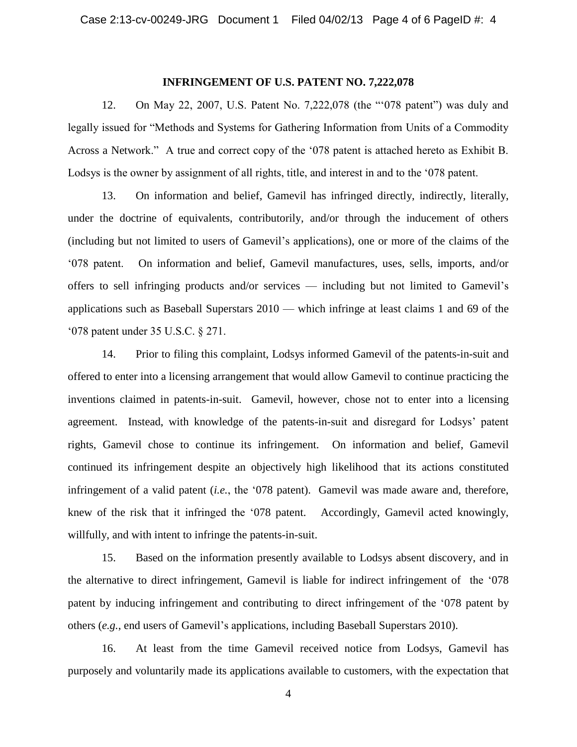**INFRINGEMENT OF U.S. PATENT NO. 7,222,078**

12. On May 22, 2007, U.S. Patent No. 7,222,078 (the "'078 patent") was duly and legally issued for "Methods and Systems for Gathering Information from Units of a Commodity Across a Network." A true and correct copy of the '078 patent is attached hereto as Exhibit B. Lodsys is the owner by assignment of all rights, title, and interest in and to the '078 patent.

13. On information and belief, Gamevil has infringed directly, indirectly, literally, under the doctrine of equivalents, contributorily, and/or through the inducement of others (including but not limited to users of Gamevil's applications), one or more of the claims of the '078 patent. On information and belief, Gamevil manufactures, uses, sells, imports, and/or offers to sell infringing products and/or services — including but not limited to Gamevil's applications such as Baseball Superstars 2010 — which infringe at least claims 1 and 69 of the '078 patent under 35 U.S.C. § 271.

14. Prior to filing this complaint, Lodsys informed Gamevil of the patents-in-suit and offered to enter into a licensing arrangement that would allow Gamevil to continue practicing the inventions claimed in patents-in-suit. Gamevil, however, chose not to enter into a licensing agreement. Instead, with knowledge of the patents-in-suit and disregard for Lodsys' patent rights, Gamevil chose to continue its infringement. On information and belief, Gamevil continued its infringement despite an objectively high likelihood that its actions constituted infringement of a valid patent (*i.e.*, the '078 patent). Gamevil was made aware and, therefore, knew of the risk that it infringed the '078 patent. Accordingly, Gamevil acted knowingly, willfully, and with intent to infringe the patents-in-suit.

15. Based on the information presently available to Lodsys absent discovery, and in the alternative to direct infringement, Gamevil is liable for indirect infringement of the '078 patent by inducing infringement and contributing to direct infringement of the '078 patent by others (*e.g.*, end users of Gamevil's applications, including Baseball Superstars 2010).

16. At least from the time Gamevil received notice from Lodsys, Gamevil has purposely and voluntarily made its applications available to customers, with the expectation that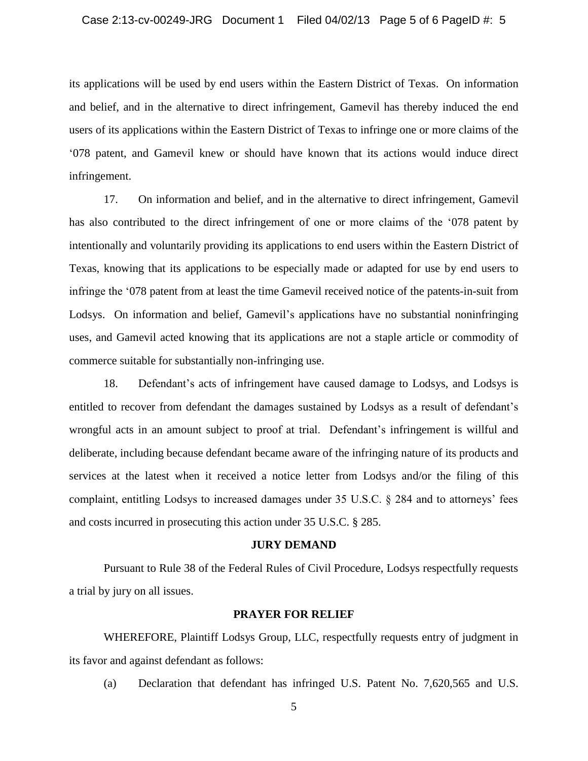its applications will be used by end users within the Eastern District of Texas. On information and belief, and in the alternative to direct infringement, Gamevil has thereby induced the end users of its applications within the Eastern District of Texas to infringe one or more claims of the '078 patent, and Gamevil knew or should have known that its actions would induce direct infringement.

17. On information and belief, and in the alternative to direct infringement, Gamevil has also contributed to the direct infringement of one or more claims of the '078 patent by intentionally and voluntarily providing its applications to end users within the Eastern District of Texas, knowing that its applications to be especially made or adapted for use by end users to infringe the '078 patent from at least the time Gamevil received notice of the patents-in-suit from Lodsys. On information and belief, Gamevil's applications have no substantial noninfringing uses, and Gamevil acted knowing that its applications are not a staple article or commodity of commerce suitable for substantially non-infringing use.

18. Defendant's acts of infringement have caused damage to Lodsys, and Lodsys is entitled to recover from defendant the damages sustained by Lodsys as a result of defendant's wrongful acts in an amount subject to proof at trial. Defendant's infringement is willful and deliberate, including because defendant became aware of the infringing nature of its products and services at the latest when it received a notice letter from Lodsys and/or the filing of this complaint, entitling Lodsys to increased damages under 35 U.S.C. § 284 and to attorneys' fees and costs incurred in prosecuting this action under 35 U.S.C. § 285.

**JURY DEMAND**

Pursuant to Rule 38 of the Federal Rules of Civil Procedure, Lodsys respectfully requests a trial by jury on all issues.

**PRAYER FOR RELIEF**

WHEREFORE, Plaintiff Lodsys Group, LLC, respectfully requests entry of judgment in its favor and against defendant as follows:

(a) Declaration that defendant has infringed U.S. Patent No. 7,620,565 and U.S.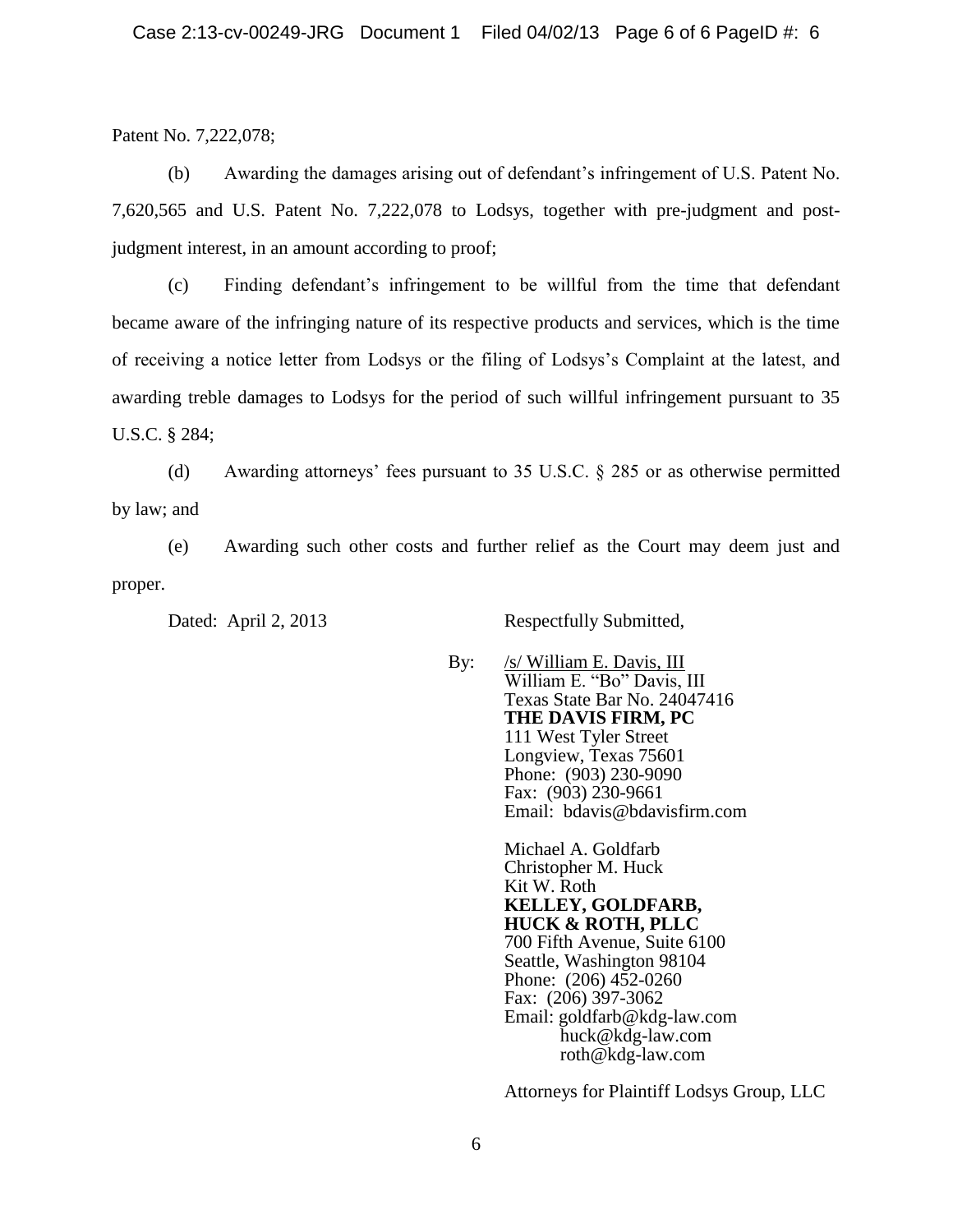Patent No. 7,222,078;

(b) Awarding the damages arising out of defendant's infringement of U.S. Patent No. 7,620,565 and U.S. Patent No. 7,222,078 to Lodsys, together with pre-judgment and post-judgment interest, in an amount according to proof;

(c) Finding defendant's infringement to be willful from the time that defendant became aware of the infringing nature of its respective products and services, which is the time of receiving a notice letter from Lodsys or the filing of Lodsys's Complaint at the latest, and awarding treble damages to Lodsys for the period of such willful infringement pursuant to 35 U.S.C. § 284;

(d) Awarding attorneys' fees pursuant to 35 U.S.C. § 285 or as otherwise permitted by law; and

(e) Awarding such other costs and further relief as the Court may deem just and proper.

Dated: April 2, 2013

Respectfully Submitted,

By: /s/ William E. Davis, III
William E. "Bo" Davis, III
Texas State Bar No. 24047416
**THE DAVIS FIRM, PC**
111 West Tyler Street
Longview, Texas 75601
Phone: (903) 230-9090
Fax: (903) 230-9661
Email: bdavis@bdavisfirm.com

Michael A. Goldfarb
Christopher M. Huck
Kit W. Roth
**KELLEY, GOLDFARB, HUCK & ROTH, PLLC**
700 Fifth Avenue, Suite 6100
Seattle, Washington 98104
Phone: (206) 452-0260
Fax: (206) 397-3062
Email: goldfarb@kdg-law.com
huck@kdg-law.com
roth@kdg-law.com

Attorneys for Plaintiff Lodsys Group, LLC